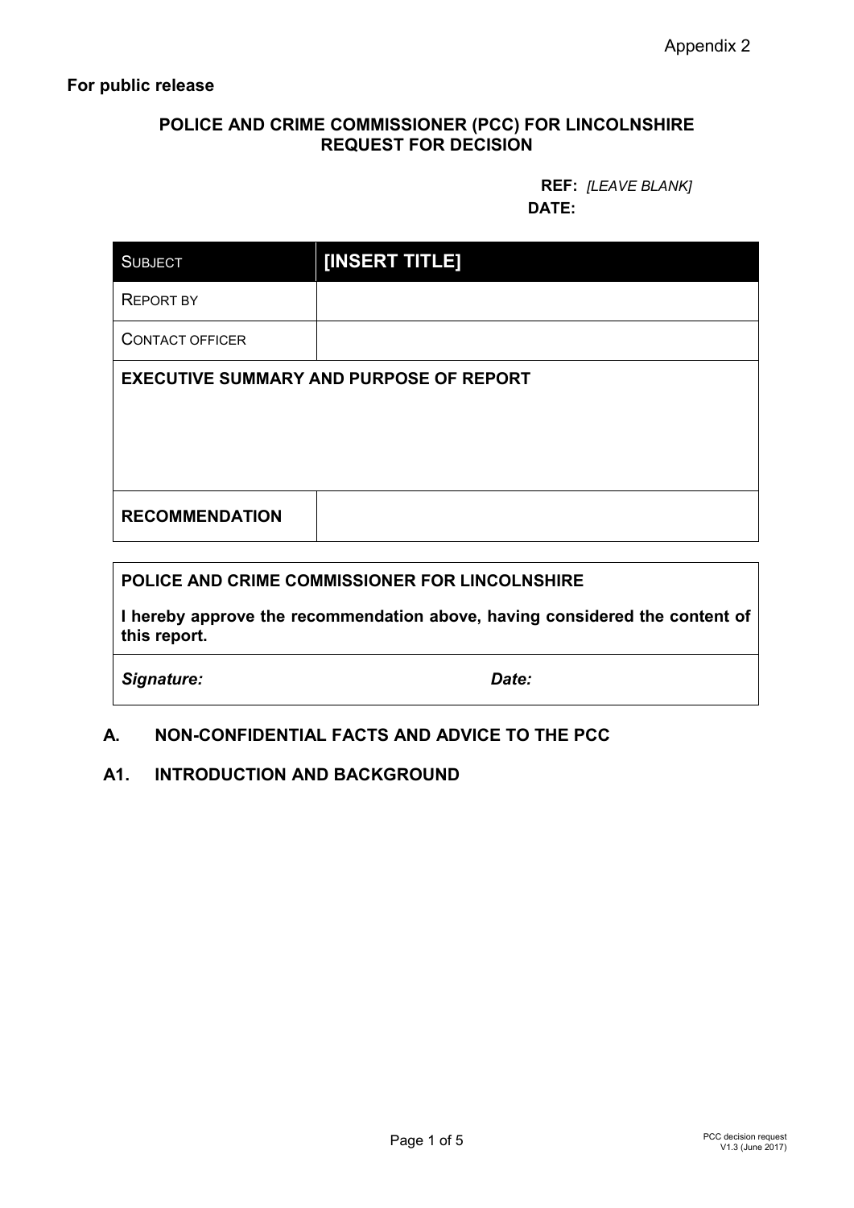Appendix 2

**For public release**

**POLICE AND CRIME COMMISSIONER (PCC) FOR LINCOLNSHIRE**
**REQUEST FOR DECISION**

**REF:** *[LEAVE BLANK]*
**DATE:**

| SUBJECT | **[INSERT TITLE]** |
|---|---|
| REPORT BY | |
| CONTACT OFFICER | |
| **EXECUTIVE SUMMARY AND PURPOSE OF REPORT** | |
| **RECOMMENDATION** | |

| **POLICE AND CRIME COMMISSIONER FOR LINCOLNSHIRE** | |
|---|---|
| **I hereby approve the recommendation above, having considered the content of this report.** | |
| ***Signature:*** | ***Date:*** |

## A. NON-CONFIDENTIAL FACTS AND ADVICE TO THE PCC

### A1. INTRODUCTION AND BACKGROUND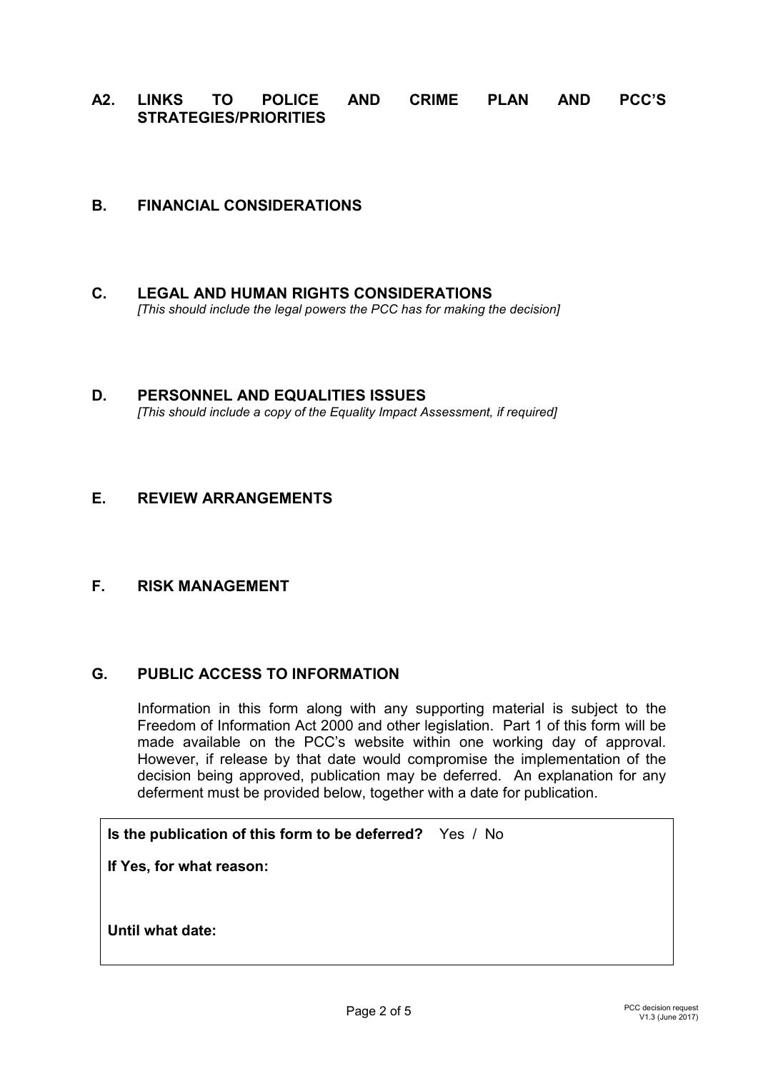## A2. LINKS TO POLICE AND CRIME PLAN AND PCC'S STRATEGIES/PRIORITIES

## B. FINANCIAL CONSIDERATIONS

## C. LEGAL AND HUMAN RIGHTS CONSIDERATIONS

*[This should include the legal powers the PCC has for making the decision]*

## D. PERSONNEL AND EQUALITIES ISSUES

*[This should include a copy of the Equality Impact Assessment, if required]*

## E. REVIEW ARRANGEMENTS

## F. RISK MANAGEMENT

## G. PUBLIC ACCESS TO INFORMATION

Information in this form along with any supporting material is subject to the Freedom of Information Act 2000 and other legislation. Part 1 of this form will be made available on the PCC's website within one working day of approval. However, if release by that date would compromise the implementation of the decision being approved, publication may be deferred. An explanation for any deferment must be provided below, together with a date for publication.

**Is the publication of this form to be deferred?** Yes / No

**If Yes, for what reason:**

**Until what date:**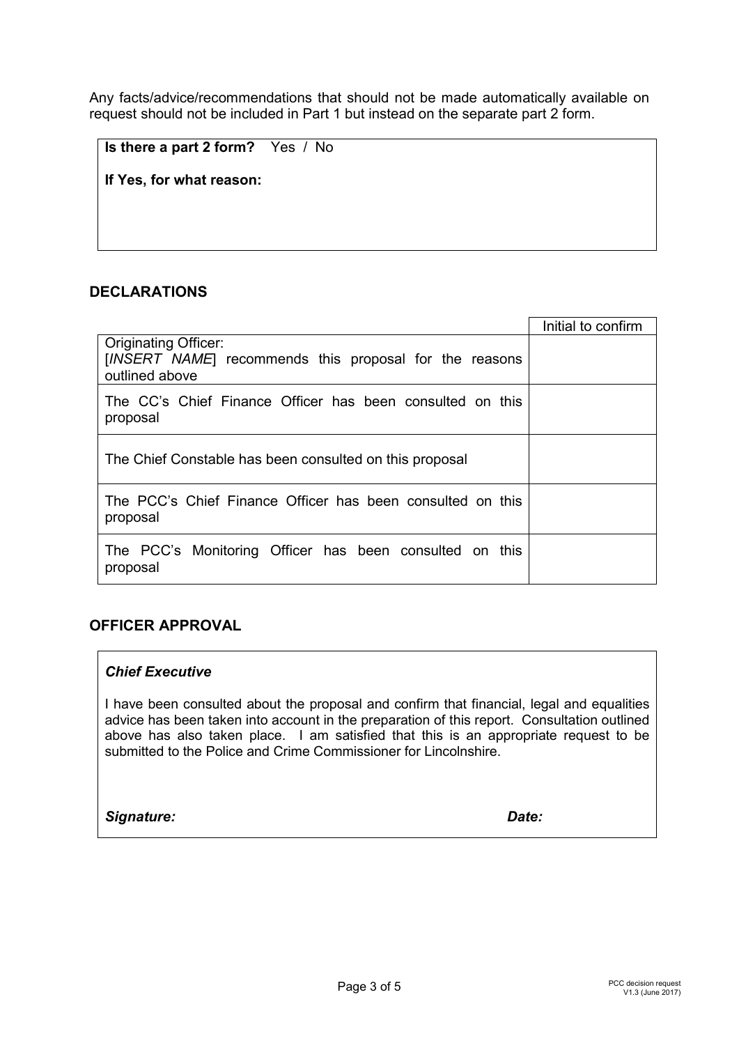Any facts/advice/recommendations that should not be made automatically available on request should not be included in Part 1 but instead on the separate part 2 form.

**Is there a part 2 form?** Yes / No

**If Yes, for what reason:**

## DECLARATIONS

| | Initial to confirm |
|---|---|
| Originating Officer: [*INSERT NAME*] recommends this proposal for the reasons outlined above | |
| The CC's Chief Finance Officer has been consulted on this proposal | |
| The Chief Constable has been consulted on this proposal | |
| The PCC's Chief Finance Officer has been consulted on this proposal | |
| The PCC's Monitoring Officer has been consulted on this proposal | |

## OFFICER APPROVAL

***Chief Executive***

I have been consulted about the proposal and confirm that financial, legal and equalities advice has been taken into account in the preparation of this report. Consultation outlined above has also taken place. I am satisfied that this is an appropriate request to be submitted to the Police and Crime Commissioner for Lincolnshire.

***Signature:*** ***Date:***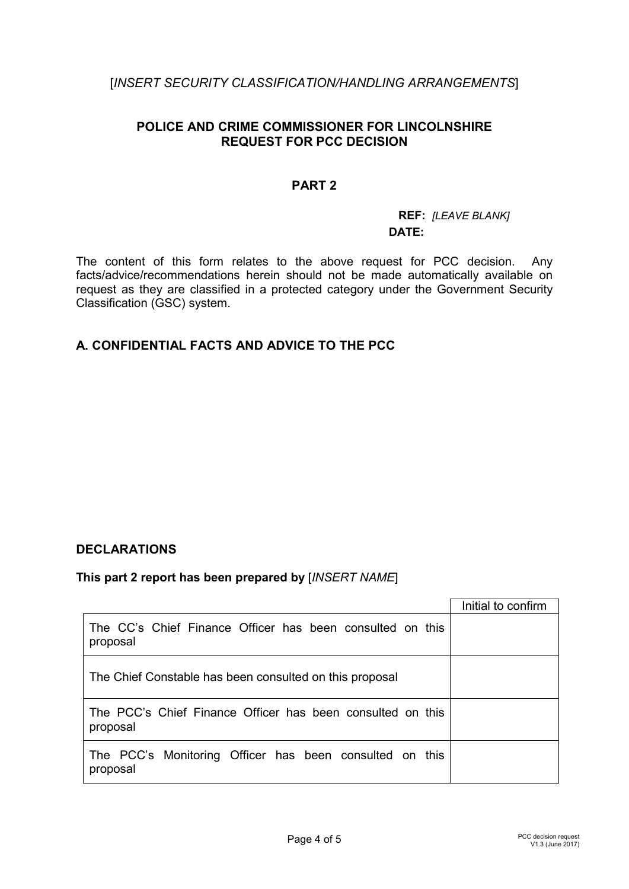[*INSERT SECURITY CLASSIFICATION/HANDLING ARRANGEMENTS*]

**POLICE AND CRIME COMMISSIONER FOR LINCOLNSHIRE**
**REQUEST FOR PCC DECISION**

**PART 2**

**REF:** *[LEAVE BLANK]*
**DATE:**

The content of this form relates to the above request for PCC decision. Any facts/advice/recommendations herein should not be made automatically available on request as they are classified in a protected category under the Government Security Classification (GSC) system.

## A. CONFIDENTIAL FACTS AND ADVICE TO THE PCC

## DECLARATIONS

**This part 2 report has been prepared by** [*INSERT NAME*]

| | Initial to confirm |
|---|---|
| The CC's Chief Finance Officer has been consulted on this proposal | |
| The Chief Constable has been consulted on this proposal | |
| The PCC's Chief Finance Officer has been consulted on this proposal | |
| The PCC's Monitoring Officer has been consulted on this proposal | |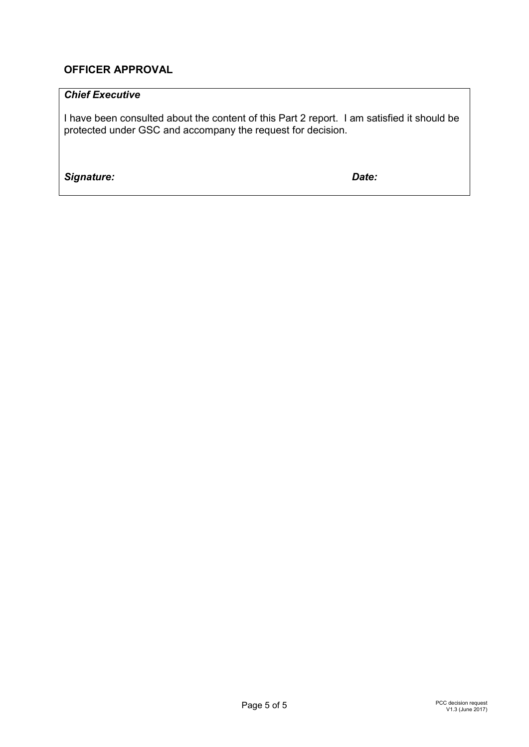## OFFICER APPROVAL

***Chief Executive***

I have been consulted about the content of this Part 2 report. I am satisfied it should be protected under GSC and accompany the request for decision.

***Signature:*** ***Date:***